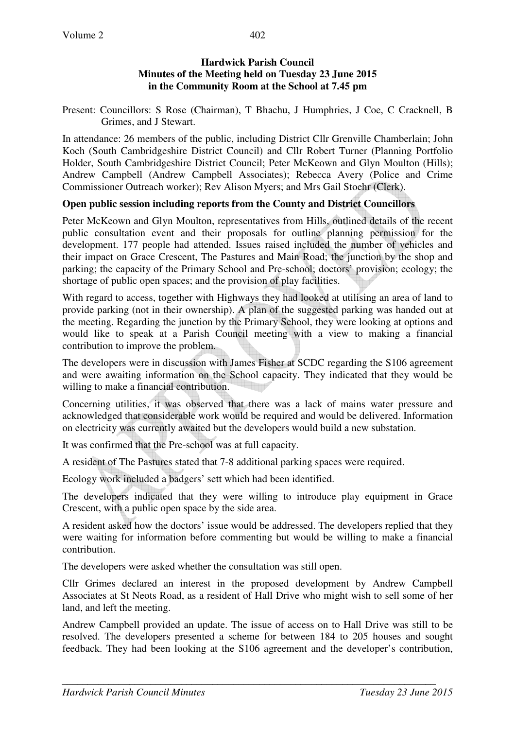# Hardwick Parish Council
## Minutes of the Meeting held on Tuesday 23 June 2015
## in the Community Room at the School at 7.45 pm

Present: Councillors: S Rose (Chairman), T Bhachu, J Humphries, J Coe, C Cracknell, B Grimes, and J Stewart.

In attendance: 26 members of the public, including District Cllr Grenville Chamberlain; John Koch (South Cambridgeshire District Council) and Cllr Robert Turner (Planning Portfolio Holder, South Cambridgeshire District Council; Peter McKeown and Glyn Moulton (Hills); Andrew Campbell (Andrew Campbell Associates); Rebecca Avery (Police and Crime Commissioner Outreach worker); Rev Alison Myers; and Mrs Gail Stoehr (Clerk).

**Open public session including reports from the County and District Councillors**

Peter McKeown and Glyn Moulton, representatives from Hills, outlined details of the recent public consultation event and their proposals for outline planning permission for the development. 177 people had attended. Issues raised included the number of vehicles and their impact on Grace Crescent, The Pastures and Main Road; the junction by the shop and parking; the capacity of the Primary School and Pre-school; doctors' provision; ecology; the shortage of public open spaces; and the provision of play facilities.

With regard to access, together with Highways they had looked at utilising an area of land to provide parking (not in their ownership). A plan of the suggested parking was handed out at the meeting. Regarding the junction by the Primary School, they were looking at options and would like to speak at a Parish Council meeting with a view to making a financial contribution to improve the problem.

The developers were in discussion with James Fisher at SCDC regarding the S106 agreement and were awaiting information on the School capacity. They indicated that they would be willing to make a financial contribution.

Concerning utilities, it was observed that there was a lack of mains water pressure and acknowledged that considerable work would be required and would be delivered. Information on electricity was currently awaited but the developers would build a new substation.

It was confirmed that the Pre-school was at full capacity.

A resident of The Pastures stated that 7-8 additional parking spaces were required.

Ecology work included a badgers' sett which had been identified.

The developers indicated that they were willing to introduce play equipment in Grace Crescent, with a public open space by the side area.

A resident asked how the doctors' issue would be addressed. The developers replied that they were waiting for information before commenting but would be willing to make a financial contribution.

The developers were asked whether the consultation was still open.

Cllr Grimes declared an interest in the proposed development by Andrew Campbell Associates at St Neots Road, as a resident of Hall Drive who might wish to sell some of her land, and left the meeting.

Andrew Campbell provided an update. The issue of access on to Hall Drive was still to be resolved. The developers presented a scheme for between 184 to 205 houses and sought feedback. They had been looking at the S106 agreement and the developer's contribution,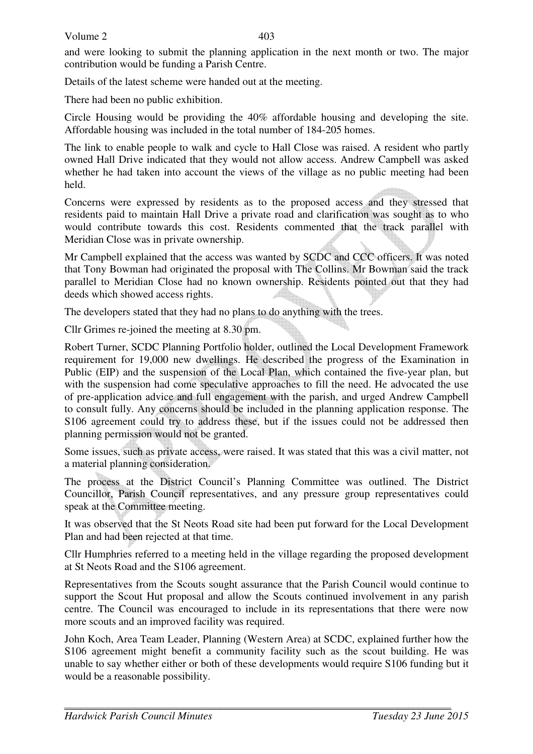and were looking to submit the planning application in the next month or two. The major contribution would be funding a Parish Centre.

Details of the latest scheme were handed out at the meeting.

There had been no public exhibition.

Circle Housing would be providing the 40% affordable housing and developing the site. Affordable housing was included in the total number of 184-205 homes.

The link to enable people to walk and cycle to Hall Close was raised. A resident who partly owned Hall Drive indicated that they would not allow access. Andrew Campbell was asked whether he had taken into account the views of the village as no public meeting had been held.

Concerns were expressed by residents as to the proposed access and they stressed that residents paid to maintain Hall Drive a private road and clarification was sought as to who would contribute towards this cost. Residents commented that the track parallel with Meridian Close was in private ownership.

Mr Campbell explained that the access was wanted by SCDC and CCC officers. It was noted that Tony Bowman had originated the proposal with The Collins. Mr Bowman said the track parallel to Meridian Close had no known ownership. Residents pointed out that they had deeds which showed access rights.

The developers stated that they had no plans to do anything with the trees.

Cllr Grimes re-joined the meeting at 8.30 pm.

Robert Turner, SCDC Planning Portfolio holder, outlined the Local Development Framework requirement for 19,000 new dwellings. He described the progress of the Examination in Public (EIP) and the suspension of the Local Plan, which contained the five-year plan, but with the suspension had come speculative approaches to fill the need. He advocated the use of pre-application advice and full engagement with the parish, and urged Andrew Campbell to consult fully. Any concerns should be included in the planning application response. The S106 agreement could try to address these, but if the issues could not be addressed then planning permission would not be granted.

Some issues, such as private access, were raised. It was stated that this was a civil matter, not a material planning consideration.

The process at the District Council's Planning Committee was outlined. The District Councillor, Parish Council representatives, and any pressure group representatives could speak at the Committee meeting.

It was observed that the St Neots Road site had been put forward for the Local Development Plan and had been rejected at that time.

Cllr Humphries referred to a meeting held in the village regarding the proposed development at St Neots Road and the S106 agreement.

Representatives from the Scouts sought assurance that the Parish Council would continue to support the Scout Hut proposal and allow the Scouts continued involvement in any parish centre. The Council was encouraged to include in its representations that there were now more scouts and an improved facility was required.

John Koch, Area Team Leader, Planning (Western Area) at SCDC, explained further how the S106 agreement might benefit a community facility such as the scout building. He was unable to say whether either or both of these developments would require S106 funding but it would be a reasonable possibility.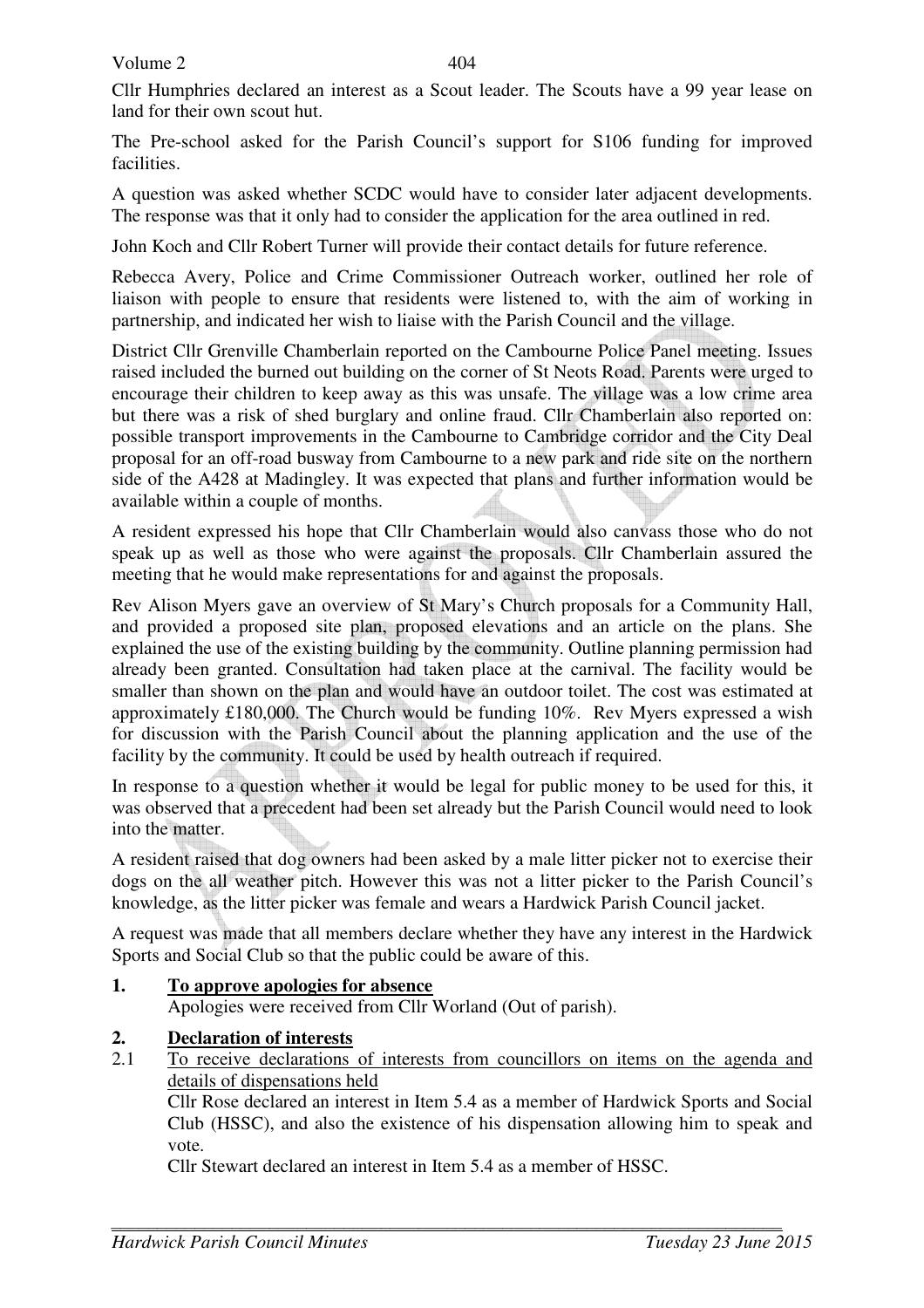Cllr Humphries declared an interest as a Scout leader. The Scouts have a 99 year lease on land for their own scout hut.

The Pre-school asked for the Parish Council's support for S106 funding for improved facilities.

A question was asked whether SCDC would have to consider later adjacent developments. The response was that it only had to consider the application for the area outlined in red.

John Koch and Cllr Robert Turner will provide their contact details for future reference.

Rebecca Avery, Police and Crime Commissioner Outreach worker, outlined her role of liaison with people to ensure that residents were listened to, with the aim of working in partnership, and indicated her wish to liaise with the Parish Council and the village.

District Cllr Grenville Chamberlain reported on the Cambourne Police Panel meeting. Issues raised included the burned out building on the corner of St Neots Road. Parents were urged to encourage their children to keep away as this was unsafe. The village was a low crime area but there was a risk of shed burglary and online fraud. Cllr Chamberlain also reported on: possible transport improvements in the Cambourne to Cambridge corridor and the City Deal proposal for an off-road busway from Cambourne to a new park and ride site on the northern side of the A428 at Madingley. It was expected that plans and further information would be available within a couple of months.

A resident expressed his hope that Cllr Chamberlain would also canvass those who do not speak up as well as those who were against the proposals. Cllr Chamberlain assured the meeting that he would make representations for and against the proposals.

Rev Alison Myers gave an overview of St Mary's Church proposals for a Community Hall, and provided a proposed site plan, proposed elevations and an article on the plans. She explained the use of the existing building by the community. Outline planning permission had already been granted. Consultation had taken place at the carnival. The facility would be smaller than shown on the plan and would have an outdoor toilet. The cost was estimated at approximately £180,000. The Church would be funding 10%. Rev Myers expressed a wish for discussion with the Parish Council about the planning application and the use of the facility by the community. It could be used by health outreach if required.

In response to a question whether it would be legal for public money to be used for this, it was observed that a precedent had been set already but the Parish Council would need to look into the matter.

A resident raised that dog owners had been asked by a male litter picker not to exercise their dogs on the all weather pitch. However this was not a litter picker to the Parish Council's knowledge, as the litter picker was female and wears a Hardwick Parish Council jacket.

A request was made that all members declare whether they have any interest in the Hardwick Sports and Social Club so that the public could be aware of this.

**1. <u>To approve apologies for absence</u>**

Apologies were received from Cllr Worland (Out of parish).

**2. <u>Declaration of interests</u>**

2.1 <u>To receive declarations of interests from councillors on items on the agenda and details of dispensations held</u>

Cllr Rose declared an interest in Item 5.4 as a member of Hardwick Sports and Social Club (HSSC), and also the existence of his dispensation allowing him to speak and vote.

Cllr Stewart declared an interest in Item 5.4 as a member of HSSC.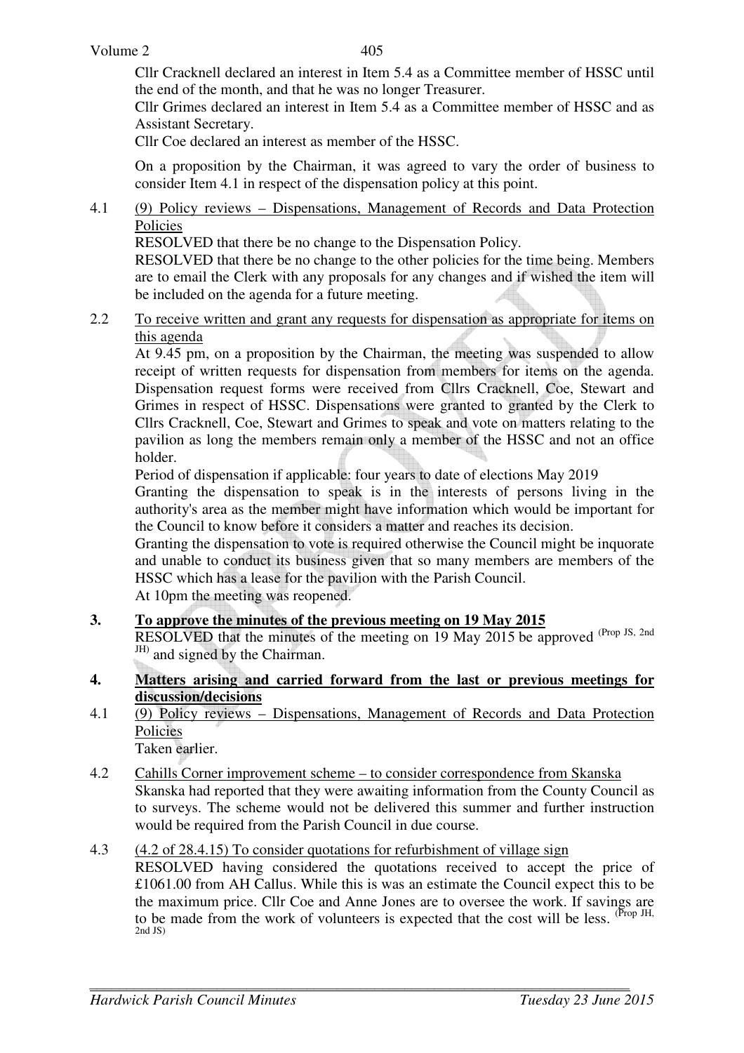Cllr Cracknell declared an interest in Item 5.4 as a Committee member of HSSC until the end of the month, and that he was no longer Treasurer.

Cllr Grimes declared an interest in Item 5.4 as a Committee member of HSSC and as Assistant Secretary.

Cllr Coe declared an interest as member of the HSSC.

On a proposition by the Chairman, it was agreed to vary the order of business to consider Item 4.1 in respect of the dispensation policy at this point.

4.1 (9) Policy reviews – Dispensations, Management of Records and Data Protection Policies

RESOLVED that there be no change to the Dispensation Policy.

RESOLVED that there be no change to the other policies for the time being. Members are to email the Clerk with any proposals for any changes and if wished the item will be included on the agenda for a future meeting.

2.2 To receive written and grant any requests for dispensation as appropriate for items on this agenda

At 9.45 pm, on a proposition by the Chairman, the meeting was suspended to allow receipt of written requests for dispensation from members for items on the agenda. Dispensation request forms were received from Cllrs Cracknell, Coe, Stewart and Grimes in respect of HSSC. Dispensations were granted to granted by the Clerk to Cllrs Cracknell, Coe, Stewart and Grimes to speak and vote on matters relating to the pavilion as long the members remain only a member of the HSSC and not an office holder.

Period of dispensation if applicable: four years to date of elections May 2019

Granting the dispensation to speak is in the interests of persons living in the authority's area as the member might have information which would be important for the Council to know before it considers a matter and reaches its decision.

Granting the dispensation to vote is required otherwise the Council might be inquorate and unable to conduct its business given that so many members are members of the HSSC which has a lease for the pavilion with the Parish Council.

At 10pm the meeting was reopened.

**3. To approve the minutes of the previous meeting on 19 May 2015**

RESOLVED that the minutes of the meeting on 19 May 2015 be approved (Prop JS, 2nd JH) and signed by the Chairman.

**4. Matters arising and carried forward from the last or previous meetings for discussion/decisions**

4.1 (9) Policy reviews – Dispensations, Management of Records and Data Protection Policies

Taken earlier.

4.2 Cahills Corner improvement scheme – to consider correspondence from Skanska

Skanska had reported that they were awaiting information from the County Council as to surveys. The scheme would not be delivered this summer and further instruction would be required from the Parish Council in due course.

4.3 (4.2 of 28.4.15) To consider quotations for refurbishment of village sign

RESOLVED having considered the quotations received to accept the price of £1061.00 from AH Callus. While this is was an estimate the Council expect this to be the maximum price. Cllr Coe and Anne Jones are to oversee the work. If savings are to be made from the work of volunteers is expected that the cost will be less. (Prop JH, 2nd JS)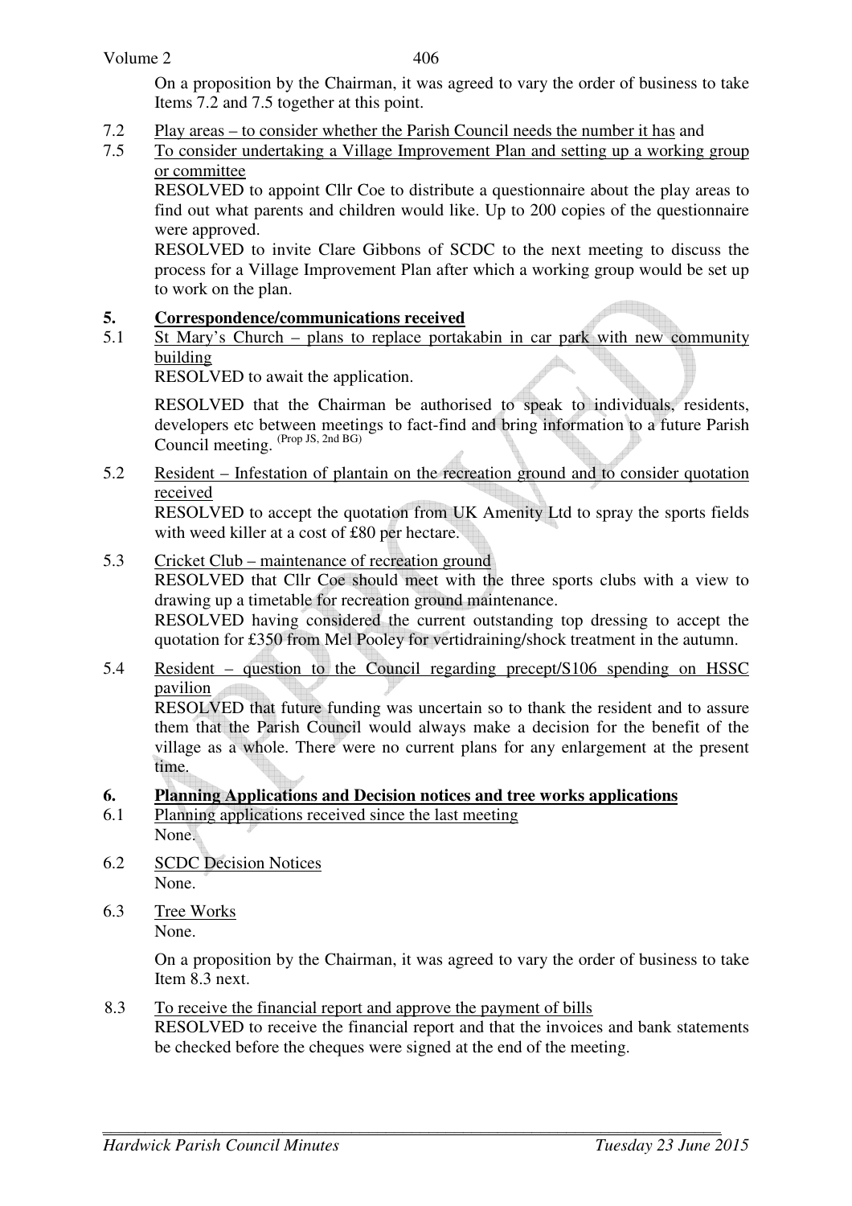On a proposition by the Chairman, it was agreed to vary the order of business to take Items 7.2 and 7.5 together at this point.

7.2 Play areas – to consider whether the Parish Council needs the number it has and

7.5 To consider undertaking a Village Improvement Plan and setting up a working group or committee

RESOLVED to appoint Cllr Coe to distribute a questionnaire about the play areas to find out what parents and children would like. Up to 200 copies of the questionnaire were approved.

RESOLVED to invite Clare Gibbons of SCDC to the next meeting to discuss the process for a Village Improvement Plan after which a working group would be set up to work on the plan.

## 5. Correspondence/communications received

5.1 St Mary's Church – plans to replace portakabin in car park with new community building

RESOLVED to await the application.

RESOLVED that the Chairman be authorised to speak to individuals, residents, developers etc between meetings to fact-find and bring information to a future Parish Council meeting. (Prop JS, 2nd BG)

5.2 Resident – Infestation of plantain on the recreation ground and to consider quotation received

RESOLVED to accept the quotation from UK Amenity Ltd to spray the sports fields with weed killer at a cost of £80 per hectare.

5.3 Cricket Club – maintenance of recreation ground

RESOLVED that Cllr Coe should meet with the three sports clubs with a view to drawing up a timetable for recreation ground maintenance.

RESOLVED having considered the current outstanding top dressing to accept the quotation for £350 from Mel Pooley for vertidraining/shock treatment in the autumn.

5.4 Resident – question to the Council regarding precept/S106 spending on HSSC pavilion

RESOLVED that future funding was uncertain so to thank the resident and to assure them that the Parish Council would always make a decision for the benefit of the village as a whole. There were no current plans for any enlargement at the present time.

## 6. Planning Applications and Decision notices and tree works applications

6.1 Planning applications received since the last meeting

None.

6.2 SCDC Decision Notices

None.

6.3 Tree Works

None.

On a proposition by the Chairman, it was agreed to vary the order of business to take Item 8.3 next.

8.3 To receive the financial report and approve the payment of bills

RESOLVED to receive the financial report and that the invoices and bank statements be checked before the cheques were signed at the end of the meeting.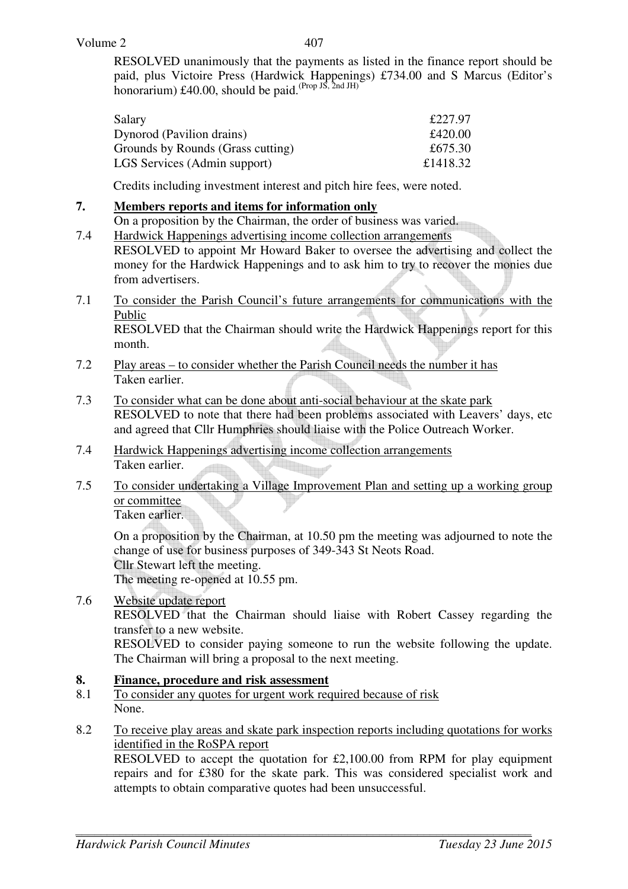RESOLVED unanimously that the payments as listed in the finance report should be paid, plus Victoire Press (Hardwick Happenings) £734.00 and S Marcus (Editor's honorarium) £40.00, should be paid.(Prop JS, 2nd JH)

| | |
|---|---|
| Salary | £227.97 |
| Dynorod (Pavilion drains) | £420.00 |
| Grounds by Rounds (Grass cutting) | £675.30 |
| LGS Services (Admin support) | £1418.32 |

Credits including investment interest and pitch hire fees, were noted.

**7. Members reports and items for information only**

On a proposition by the Chairman, the order of business was varied.

7.4 Hardwick Happenings advertising income collection arrangements
RESOLVED to appoint Mr Howard Baker to oversee the advertising and collect the money for the Hardwick Happenings and to ask him to try to recover the monies due from advertisers.

7.1 To consider the Parish Council's future arrangements for communications with the Public
RESOLVED that the Chairman should write the Hardwick Happenings report for this month.

7.2 Play areas – to consider whether the Parish Council needs the number it has
Taken earlier.

7.3 To consider what can be done about anti-social behaviour at the skate park
RESOLVED to note that there had been problems associated with Leavers' days, etc and agreed that Cllr Humphries should liaise with the Police Outreach Worker.

7.4 Hardwick Happenings advertising income collection arrangements
Taken earlier.

7.5 To consider undertaking a Village Improvement Plan and setting up a working group or committee
Taken earlier.

On a proposition by the Chairman, at 10.50 pm the meeting was adjourned to note the change of use for business purposes of 349-343 St Neots Road.
Cllr Stewart left the meeting.
The meeting re-opened at 10.55 pm.

7.6 Website update report
RESOLVED that the Chairman should liaise with Robert Cassey regarding the transfer to a new website.
RESOLVED to consider paying someone to run the website following the update. The Chairman will bring a proposal to the next meeting.

**8. Finance, procedure and risk assessment**

8.1 To consider any quotes for urgent work required because of risk
None.

8.2 To receive play areas and skate park inspection reports including quotations for works identified in the RoSPA report
RESOLVED to accept the quotation for £2,100.00 from RPM for play equipment repairs and for £380 for the skate park. This was considered specialist work and attempts to obtain comparative quotes had been unsuccessful.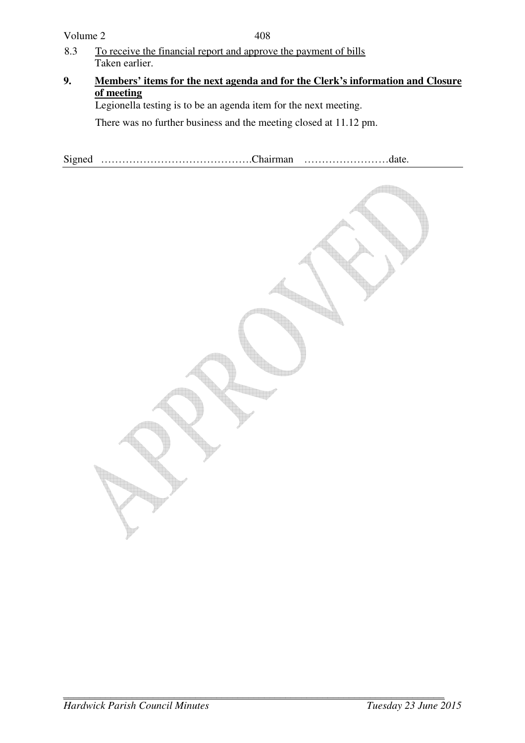8.3 To receive the financial report and approve the payment of bills
Taken earlier.

**9. Members' items for the next agenda and for the Clerk's information and Closure of meeting**

Legionella testing is to be an agenda item for the next meeting.

There was no further business and the meeting closed at 11.12 pm.

Signed …………………………………….Chairman ……………………date.

APPROVED